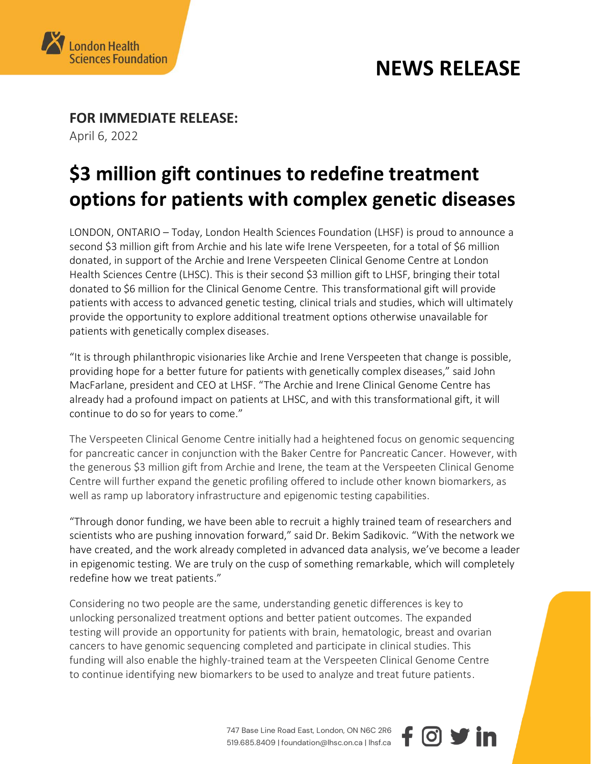London Health Sciences Foundation

# NEWS RELEASE

**FOR IMMEDIATE RELEASE:**
April 6, 2022

# $3 million gift continues to redefine treatment options for patients with complex genetic diseases

LONDON, ONTARIO – Today, London Health Sciences Foundation (LHSF) is proud to announce a second $3 million gift from Archie and his late wife Irene Verspeeten, for a total of $6 million donated, in support of the Archie and Irene Verspeeten Clinical Genome Centre at London Health Sciences Centre (LHSC). This is their second $3 million gift to LHSF, bringing their total donated to $6 million for the Clinical Genome Centre. This transformational gift will provide patients with access to advanced genetic testing, clinical trials and studies, which will ultimately provide the opportunity to explore additional treatment options otherwise unavailable for patients with genetically complex diseases.

"It is through philanthropic visionaries like Archie and Irene Verspeeten that change is possible, providing hope for a better future for patients with genetically complex diseases," said John MacFarlane, president and CEO at LHSF. "The Archie and Irene Clinical Genome Centre has already had a profound impact on patients at LHSC, and with this transformational gift, it will continue to do so for years to come."

The Verspeeten Clinical Genome Centre initially had a heightened focus on genomic sequencing for pancreatic cancer in conjunction with the Baker Centre for Pancreatic Cancer. However, with the generous $3 million gift from Archie and Irene, the team at the Verspeeten Clinical Genome Centre will further expand the genetic profiling offered to include other known biomarkers, as well as ramp up laboratory infrastructure and epigenomic testing capabilities.

"Through donor funding, we have been able to recruit a highly trained team of researchers and scientists who are pushing innovation forward," said Dr. Bekim Sadikovic. "With the network we have created, and the work already completed in advanced data analysis, we've become a leader in epigenomic testing. We are truly on the cusp of something remarkable, which will completely redefine how we treat patients."

Considering no two people are the same, understanding genetic differences is key to unlocking personalized treatment options and better patient outcomes. The expanded testing will provide an opportunity for patients with brain, hematologic, breast and ovarian cancers to have genomic sequencing completed and participate in clinical studies. This funding will also enable the highly-trained team at the Verspeeten Clinical Genome Centre to continue identifying new biomarkers to be used to analyze and treat future patients.

747 Base Line Road East, London, ON N6C 2R6
519.685.8409 | foundation@lhsc.on.ca | lhsf.ca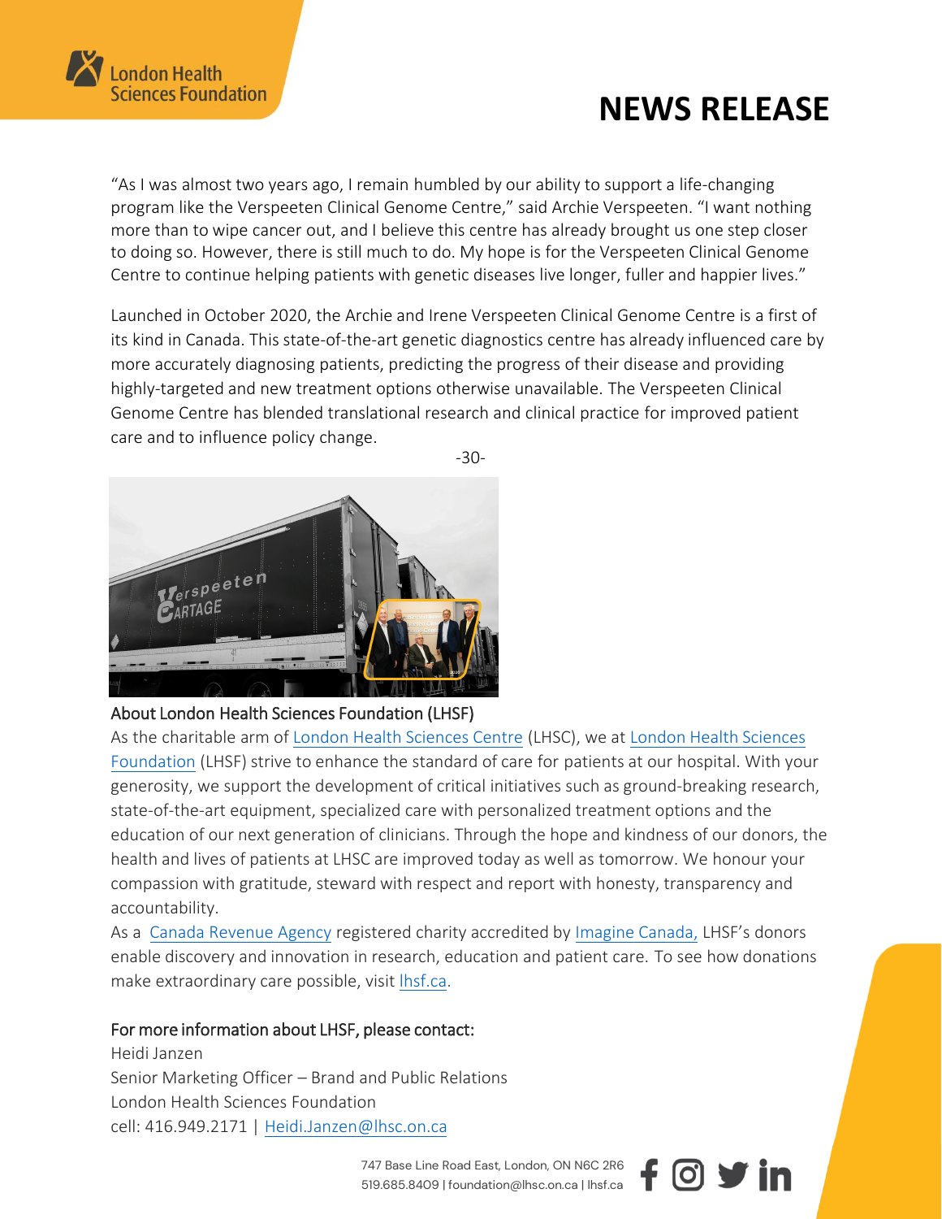"As I was almost two years ago, I remain humbled by our ability to support a life-changing program like the Verspeeten Clinical Genome Centre," said Archie Verspeeten. "I want nothing more than to wipe cancer out, and I believe this centre has already brought us one step closer to doing so. However, there is still much to do. My hope is for the Verspeeten Clinical Genome Centre to continue helping patients with genetic diseases live longer, fuller and happier lives."

Launched in October 2020, the Archie and Irene Verspeeten Clinical Genome Centre is a first of its kind in Canada. This state-of-the-art genetic diagnostics centre has already influenced care by more accurately diagnosing patients, predicting the progress of their disease and providing highly-targeted and new treatment options otherwise unavailable. The Verspeeten Clinical Genome Centre has blended translational research and clinical practice for improved patient care and to influence policy change.

-30-

## About London Health Sciences Foundation (LHSF)

As the charitable arm of London Health Sciences Centre (LHSC), we at London Health Sciences Foundation (LHSF) strive to enhance the standard of care for patients at our hospital. With your generosity, we support the development of critical initiatives such as ground-breaking research, state-of-the-art equipment, specialized care with personalized treatment options and the education of our next generation of clinicians. Through the hope and kindness of our donors, the health and lives of patients at LHSC are improved today as well as tomorrow. We honour your compassion with gratitude, steward with respect and report with honesty, transparency and accountability.

As a Canada Revenue Agency registered charity accredited by Imagine Canada, LHSF's donors enable discovery and innovation in research, education and patient care. To see how donations make extraordinary care possible, visit lhsf.ca.

## For more information about LHSF, please contact:

Heidi Janzen
Senior Marketing Officer – Brand and Public Relations
London Health Sciences Foundation
cell: 416.949.2171 | Heidi.Janzen@lhsc.on.ca